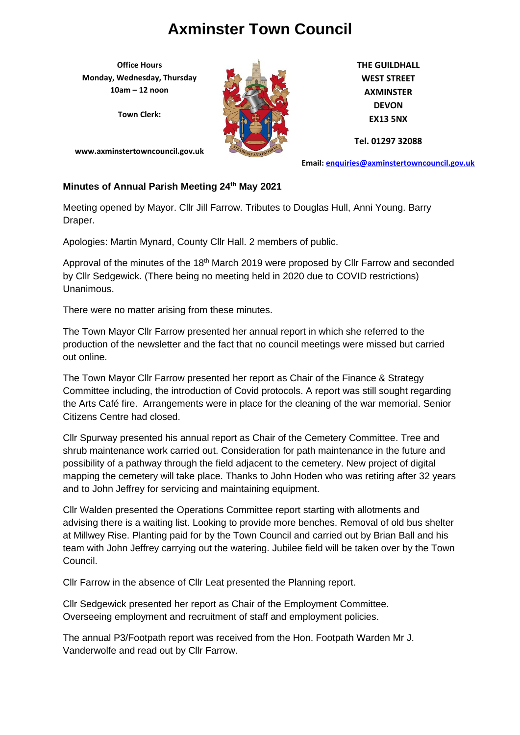# Axminster Town Council

**Office Hours**
**Monday, Wednesday, Thursday**
**10am – 12 noon**

**Town Clerk:**

**www.axminstertowncouncil.gov.uk**

**THE GUILDHALL**
**WEST STREET**
**AXMINSTER**
**DEVON**
**EX13 5NX**

**Tel. 01297 32088**

**Email: enquiries@axminstertowncouncil.gov.uk**

### Minutes of Annual Parish Meeting 24th May 2021

Meeting opened by Mayor. Cllr Jill Farrow. Tributes to Douglas Hull, Anni Young. Barry Draper.

Apologies: Martin Mynard, County Cllr Hall. 2 members of public.

Approval of the minutes of the 18th March 2019 were proposed by Cllr Farrow and seconded by Cllr Sedgewick. (There being no meeting held in 2020 due to COVID restrictions) Unanimous.

There were no matter arising from these minutes.

The Town Mayor Cllr Farrow presented her annual report in which she referred to the production of the newsletter and the fact that no council meetings were missed but carried out online.

The Town Mayor Cllr Farrow presented her report as Chair of the Finance & Strategy Committee including, the introduction of Covid protocols. A report was still sought regarding the Arts Café fire. Arrangements were in place for the cleaning of the war memorial. Senior Citizens Centre had closed.

Cllr Spurway presented his annual report as Chair of the Cemetery Committee. Tree and shrub maintenance work carried out. Consideration for path maintenance in the future and possibility of a pathway through the field adjacent to the cemetery. New project of digital mapping the cemetery will take place. Thanks to John Hoden who was retiring after 32 years and to John Jeffrey for servicing and maintaining equipment.

Cllr Walden presented the Operations Committee report starting with allotments and advising there is a waiting list. Looking to provide more benches. Removal of old bus shelter at Millwey Rise. Planting paid for by the Town Council and carried out by Brian Ball and his team with John Jeffrey carrying out the watering. Jubilee field will be taken over by the Town Council.

Cllr Farrow in the absence of Cllr Leat presented the Planning report.

Cllr Sedgewick presented her report as Chair of the Employment Committee. Overseeing employment and recruitment of staff and employment policies.

The annual P3/Footpath report was received from the Hon. Footpath Warden Mr J. Vanderwolfe and read out by Cllr Farrow.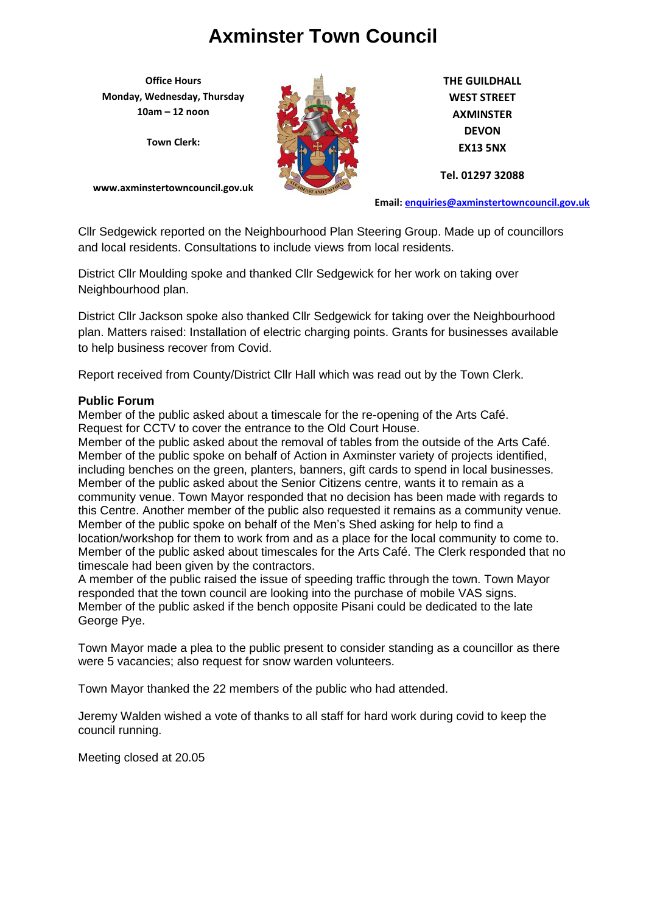# Axminster Town Council

**Office Hours**
**Monday, Wednesday, Thursday**
**10am – 12 noon**

**Town Clerk:**

**www.axminstertowncouncil.gov.uk**

**THE GUILDHALL**
**WEST STREET**
**AXMINSTER**
**DEVON**
**EX13 5NX**

**Tel. 01297 32088**

**Email: enquiries@axminstertowncouncil.gov.uk**

Cllr Sedgewick reported on the Neighbourhood Plan Steering Group. Made up of councillors and local residents. Consultations to include views from local residents.

District Cllr Moulding spoke and thanked Cllr Sedgewick for her work on taking over Neighbourhood plan.

District Cllr Jackson spoke also thanked Cllr Sedgewick for taking over the Neighbourhood plan. Matters raised: Installation of electric charging points. Grants for businesses available to help business recover from Covid.

Report received from County/District Cllr Hall which was read out by the Town Clerk.

**Public Forum**

Member of the public asked about a timescale for the re-opening of the Arts Café.
Request for CCTV to cover the entrance to the Old Court House.
Member of the public asked about the removal of tables from the outside of the Arts Café.
Member of the public spoke on behalf of Action in Axminster variety of projects identified, including benches on the green, planters, banners, gift cards to spend in local businesses.
Member of the public asked about the Senior Citizens centre, wants it to remain as a community venue. Town Mayor responded that no decision has been made with regards to this Centre. Another member of the public also requested it remains as a community venue.
Member of the public spoke on behalf of the Men's Shed asking for help to find a location/workshop for them to work from and as a place for the local community to come to.
Member of the public asked about timescales for the Arts Café. The Clerk responded that no timescale had been given by the contractors.
A member of the public raised the issue of speeding traffic through the town. Town Mayor responded that the town council are looking into the purchase of mobile VAS signs.
Member of the public asked if the bench opposite Pisani could be dedicated to the late George Pye.

Town Mayor made a plea to the public present to consider standing as a councillor as there were 5 vacancies; also request for snow warden volunteers.

Town Mayor thanked the 22 members of the public who had attended.

Jeremy Walden wished a vote of thanks to all staff for hard work during covid to keep the council running.

Meeting closed at 20.05